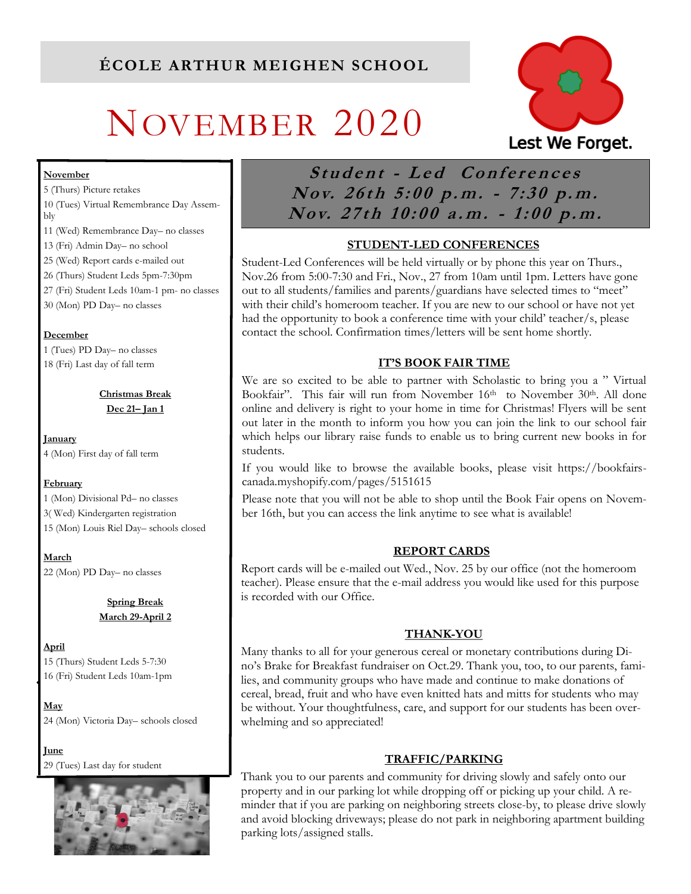# ÉCOLE ARTHUR MEIGHEN SCHOOL

# NOVEMBER 2020

Lest We Forget.

**November**

5 (Thurs) Picture retakes

10 (Tues) Virtual Remembrance Day Assembly

11 (Wed) Remembrance Day– no classes

13 (Fri) Admin Day– no school

25 (Wed) Report cards e-mailed out

26 (Thurs) Student Leds 5pm-7:30pm

27 (Fri) Student Leds 10am-1 pm- no classes

30 (Mon) PD Day– no classes

**December**

1 (Tues) PD Day– no classes

18 (Fri) Last day of fall term

**Christmas Break**
**Dec 21– Jan 1**

**January**

4 (Mon) First day of fall term

**February**

1 (Mon) Divisional Pd– no classes

3( Wed) Kindergarten registration

15 (Mon) Louis Riel Day– schools closed

**March**

22 (Mon) PD Day– no classes

**Spring Break**
**March 29-April 2**

**April**

15 (Thurs) Student Leds 5-7:30

16 (Fri) Student Leds 10am-1pm

**May**

24 (Mon) Victoria Day– schools closed

**June**

29 (Tues) Last day for student

## *Student - Led Conferences*
## *Nov. 26th 5:00 p.m. - 7:30 p.m.*
## *Nov. 27th 10:00 a.m. - 1:00 p.m.*

### STUDENT-LED CONFERENCES

Student-Led Conferences will be held virtually or by phone this year on Thurs., Nov.26 from 5:00-7:30 and Fri., Nov., 27 from 10am until 1pm. Letters have gone out to all students/families and parents/guardians have selected times to "meet" with their child's homeroom teacher. If you are new to our school or have not yet had the opportunity to book a conference time with your child' teacher/s, please contact the school. Confirmation times/letters will be sent home shortly.

### IT'S BOOK FAIR TIME

We are so excited to be able to partner with Scholastic to bring you a " Virtual Bookfair". This fair will run from November 16th to November 30th. All done online and delivery is right to your home in time for Christmas! Flyers will be sent out later in the month to inform you how you can join the link to our school fair which helps our library raise funds to enable us to bring current new books in for students.

If you would like to browse the available books, please visit https://bookfairs-canada.myshopify.com/pages/5151615

Please note that you will not be able to shop until the Book Fair opens on November 16th, but you can access the link anytime to see what is available!

### REPORT CARDS

Report cards will be e-mailed out Wed., Nov. 25 by our office (not the homeroom teacher). Please ensure that the e-mail address you would like used for this purpose is recorded with our Office.

### THANK-YOU

Many thanks to all for your generous cereal or monetary contributions during Dino's Brake for Breakfast fundraiser on Oct.29. Thank you, too, to our parents, families, and community groups who have made and continue to make donations of cereal, bread, fruit and who have even knitted hats and mitts for students who may be without. Your thoughtfulness, care, and support for our students has been overwhelming and so appreciated!

### TRAFFIC/PARKING

Thank you to our parents and community for driving slowly and safely onto our property and in our parking lot while dropping off or picking up your child. A reminder that if you are parking on neighboring streets close-by, to please drive slowly and avoid blocking driveways; please do not park in neighboring apartment building parking lots/assigned stalls.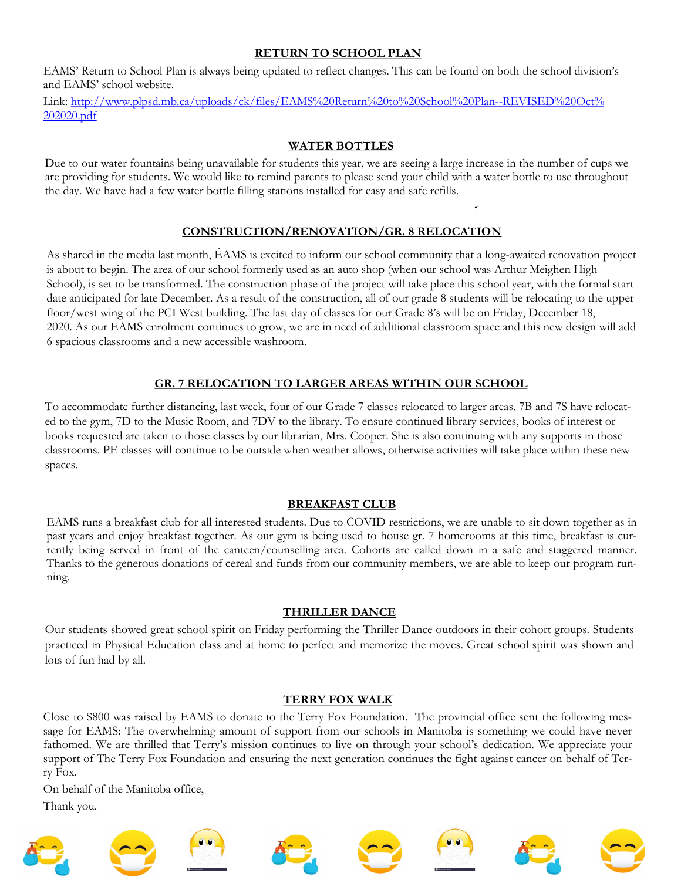## RETURN TO SCHOOL PLAN

EAMS' Return to School Plan is always being updated to reflect changes. This can be found on both the school division's and EAMS' school website.

Link: [http://www.plpsd.mb.ca/uploads/ck/files/EAMS%20Return%20to%20School%20Plan--REVISED%20Oct%202020.pdf](http://www.plpsd.mb.ca/uploads/ck/files/EAMS%20Return%20to%20School%20Plan--REVISED%20Oct%202020.pdf)

## WATER BOTTLES

Due to our water fountains being unavailable for students this year, we are seeing a large increase in the number of cups we are providing for students. We would like to remind parents to please send your child with a water bottle to use throughout the day. We have had a few water bottle filling stations installed for easy and safe refills.

## CONSTRUCTION/RENOVATION/GR. 8 RELOCATION

As shared in the media last month, ÉAMS is excited to inform our school community that a long-awaited renovation project is about to begin. The area of our school formerly used as an auto shop (when our school was Arthur Meighen High School), is set to be transformed. The construction phase of the project will take place this school year, with the formal start date anticipated for late December. As a result of the construction, all of our grade 8 students will be relocating to the upper floor/west wing of the PCI West building. The last day of classes for our Grade 8's will be on Friday, December 18, 2020. As our EAMS enrolment continues to grow, we are in need of additional classroom space and this new design will add 6 spacious classrooms and a new accessible washroom.

## GR. 7 RELOCATION TO LARGER AREAS WITHIN OUR SCHOOL

To accommodate further distancing, last week, four of our Grade 7 classes relocated to larger areas. 7B and 7S have relocated to the gym, 7D to the Music Room, and 7DV to the library. To ensure continued library services, books of interest or books requested are taken to those classes by our librarian, Mrs. Cooper. She is also continuing with any supports in those classrooms. PE classes will continue to be outside when weather allows, otherwise activities will take place within these new spaces.

## BREAKFAST CLUB

EAMS runs a breakfast club for all interested students. Due to COVID restrictions, we are unable to sit down together as in past years and enjoy breakfast together. As our gym is being used to house gr. 7 homerooms at this time, breakfast is currently being served in front of the canteen/counselling area. Cohorts are called down in a safe and staggered manner. Thanks to the generous donations of cereal and funds from our community members, we are able to keep our program running.

## THRILLER DANCE

Our students showed great school spirit on Friday performing the Thriller Dance outdoors in their cohort groups. Students practiced in Physical Education class and at home to perfect and memorize the moves. Great school spirit was shown and lots of fun had by all.

## TERRY FOX WALK

Close to $800 was raised by EAMS to donate to the Terry Fox Foundation. The provincial office sent the following message for EAMS: The overwhelming amount of support from our schools in Manitoba is something we could have never fathomed. We are thrilled that Terry's mission continues to live on through your school's dedication. We appreciate your support of The Terry Fox Foundation and ensuring the next generation continues the fight against cancer on behalf of Terry Fox.

On behalf of the Manitoba office,

Thank you.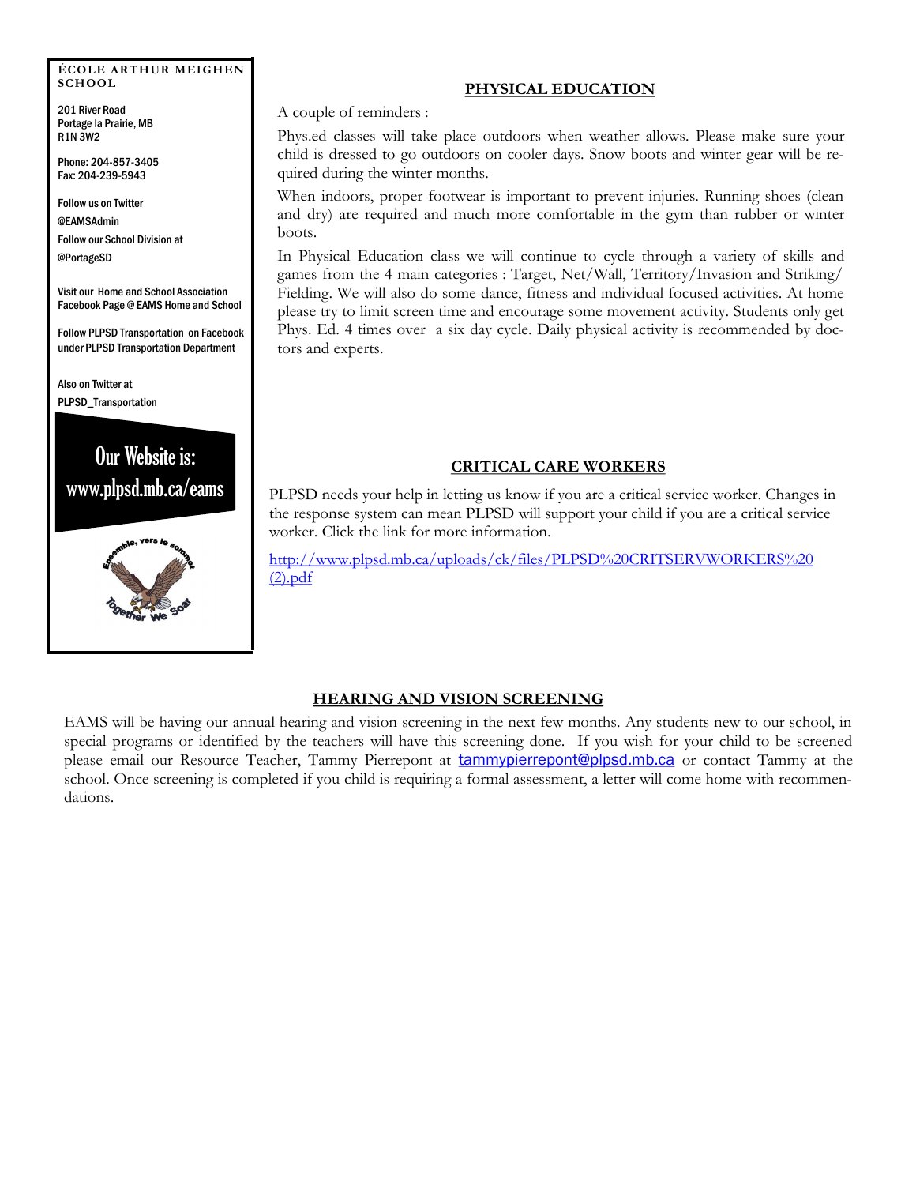**ÉCOLE ARTHUR MEIGHEN SCHOOL**

201 River Road
Portage la Prairie, MB
R1N 3W2

Phone: 204-857-3405
Fax: 204-239-5943

Follow us on Twitter
@EAMSAdmin
Follow our School Division at
@PortageSD

Visit our Home and School Association Facebook Page @ EAMS Home and School

Follow PLPSD Transportation on Facebook under PLPSD Transportation Department

Also on Twitter at
PLPSD_Transportation

**Our Website is: www.plpsd.mb.ca/eams**

Ensemble, vers le sommet
Together We Soar

## PHYSICAL EDUCATION

A couple of reminders :

Phys.ed classes will take place outdoors when weather allows. Please make sure your child is dressed to go outdoors on cooler days. Snow boots and winter gear will be required during the winter months.

When indoors, proper footwear is important to prevent injuries. Running shoes (clean and dry) are required and much more comfortable in the gym than rubber or winter boots.

In Physical Education class we will continue to cycle through a variety of skills and games from the 4 main categories : Target, Net/Wall, Territory/Invasion and Striking/ Fielding. We will also do some dance, fitness and individual focused activities. At home please try to limit screen time and encourage some movement activity. Students only get Phys. Ed. 4 times over a six day cycle. Daily physical activity is recommended by doctors and experts.

## CRITICAL CARE WORKERS

PLPSD needs your help in letting us know if you are a critical service worker. Changes in the response system can mean PLPSD will support your child if you are a critical service worker. Click the link for more information.

http://www.plpsd.mb.ca/uploads/ck/files/PLPSD%20CRITSERVWORKERS%20(2).pdf

## HEARING AND VISION SCREENING

EAMS will be having our annual hearing and vision screening in the next few months. Any students new to our school, in special programs or identified by the teachers will have this screening done. If you wish for your child to be screened please email our Resource Teacher, Tammy Pierrepont at tammypierrepont@plpsd.mb.ca or contact Tammy at the school. Once screening is completed if you child is requiring a formal assessment, a letter will come home with recommendations.